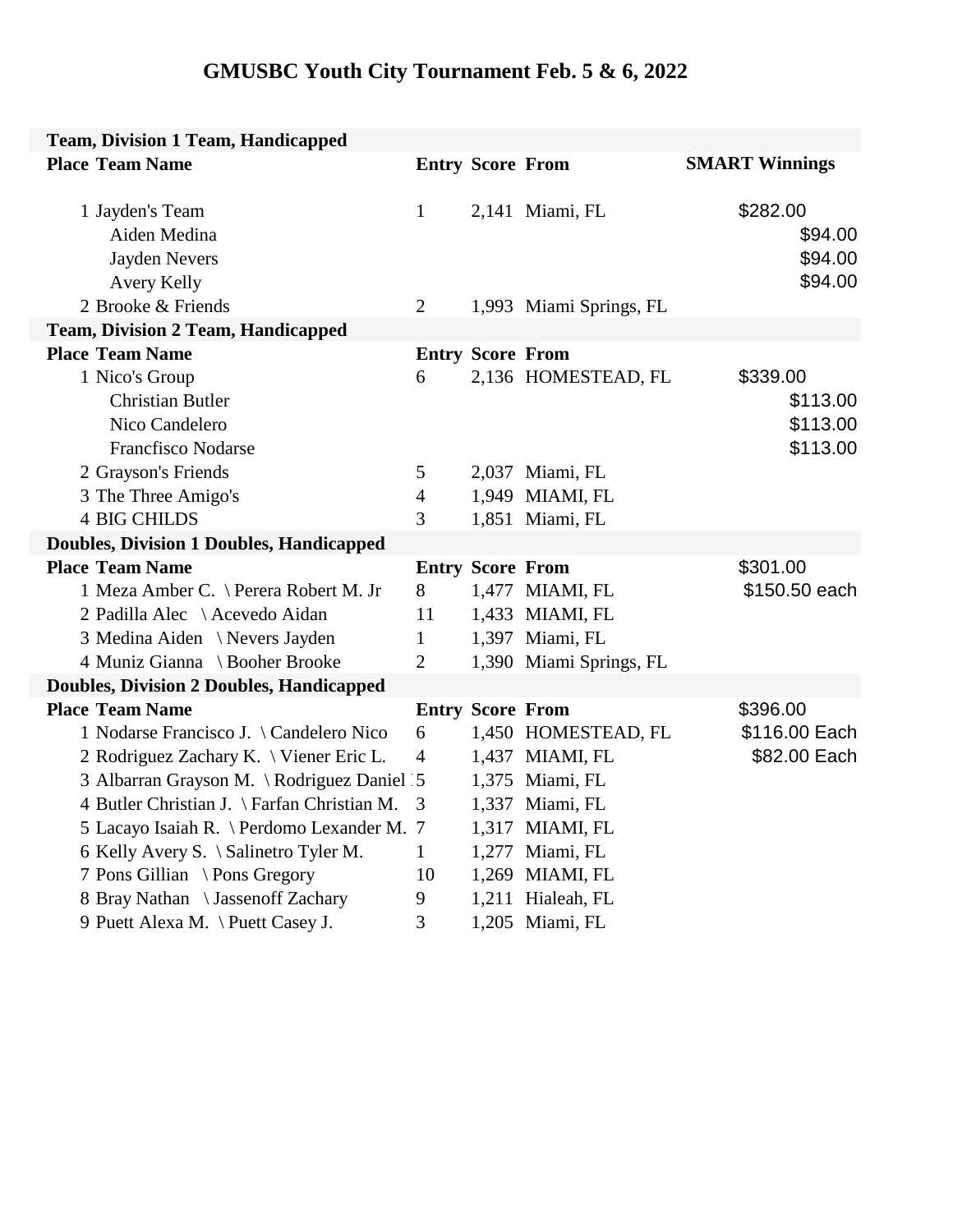# GMUSBC Youth City Tournament Feb. 5 & 6, 2022

**Team, Division 1 Team, Handicapped**

| Place | Team Name | Entry | Score | From | SMART Winnings |
|---|---|---|---|---|---|
| 1 | Jayden's Team | 1 | 2,141 | Miami, FL | $282.00 |
| | Aiden Medina | | | | $94.00 |
| | Jayden Nevers | | | | $94.00 |
| | Avery Kelly | | | | $94.00 |
| 2 | Brooke & Friends | 2 | 1,993 | Miami Springs, FL | |

**Team, Division 2 Team, Handicapped**

| Place | Team Name | Entry | Score | From | |
|---|---|---|---|---|---|
| 1 | Nico's Group | 6 | 2,136 | HOMESTEAD, FL | $339.00 |
| | Christian Butler | | | | $113.00 |
| | Nico Candelero | | | | $113.00 |
| | Francfisco Nodarse | | | | $113.00 |
| 2 | Grayson's Friends | 5 | 2,037 | Miami, FL | |
| 3 | The Three Amigo's | 4 | 1,949 | MIAMI, FL | |
| 4 | BIG CHILDS | 3 | 1,851 | Miami, FL | |

**Doubles, Division 1 Doubles, Handicapped**

| Place | Team Name | Entry | Score | From | $301.00 |
|---|---|---|---|---|---|
| 1 | Meza Amber C. \ Perera Robert M. Jr | 8 | 1,477 | MIAMI, FL | $150.50 each |
| 2 | Padilla Alec \ Acevedo Aidan | 11 | 1,433 | MIAMI, FL | |
| 3 | Medina Aiden \ Nevers Jayden | 1 | 1,397 | Miami, FL | |
| 4 | Muniz Gianna \ Booher Brooke | 2 | 1,390 | Miami Springs, FL | |

**Doubles, Division 2 Doubles, Handicapped**

| Place | Team Name | Entry | Score | From | $396.00 |
|---|---|---|---|---|---|
| 1 | Nodarse Francisco J. \ Candelero Nico | 6 | 1,450 | HOMESTEAD, FL | $116.00 Each |
| 2 | Rodriguez Zachary K. \ Viener Eric L. | 4 | 1,437 | MIAMI, FL | $82.00 Each |
| 3 | Albarran Grayson M. \ Rodriguez Daniel | 5 | 1,375 | Miami, FL | |
| 4 | Butler Christian J. \ Farfan Christian M. | 3 | 1,337 | Miami, FL | |
| 5 | Lacayo Isaiah R. \ Perdomo Lexander M. | 7 | 1,317 | MIAMI, FL | |
| 6 | Kelly Avery S. \ Salinetro Tyler M. | 1 | 1,277 | Miami, FL | |
| 7 | Pons Gillian \ Pons Gregory | 10 | 1,269 | MIAMI, FL | |
| 8 | Bray Nathan \ Jassenoff Zachary | 9 | 1,211 | Hialeah, FL | |
| 9 | Puett Alexa M. \ Puett Casey J. | 3 | 1,205 | Miami, FL | |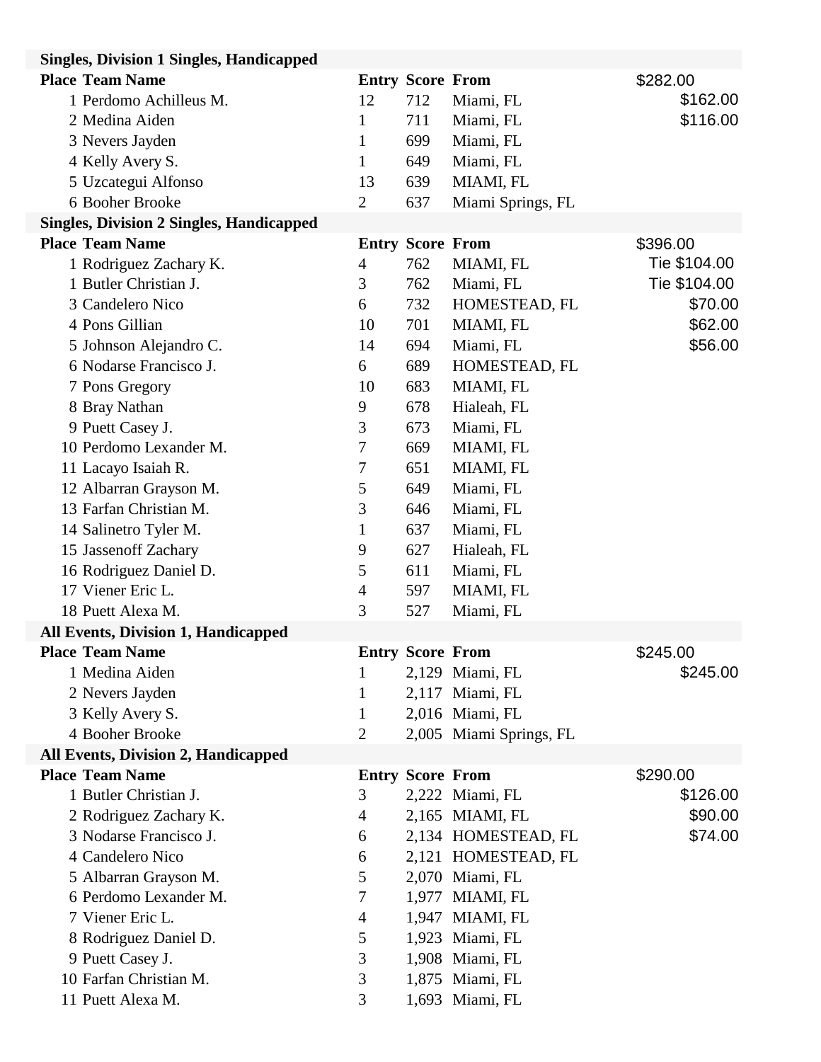### Singles, Division 1 Singles, Handicapped

| Place | Team Name | Entry | Score | From | $282.00 |
|---|---|---|---|---|---|
| 1 | Perdomo Achilleus M. | 12 | 712 | Miami, FL | $162.00 |
| 2 | Medina Aiden | 1 | 711 | Miami, FL | $116.00 |
| 3 | Nevers Jayden | 1 | 699 | Miami, FL | |
| 4 | Kelly Avery S. | 1 | 649 | Miami, FL | |
| 5 | Uzcategui Alfonso | 13 | 639 | MIAMI, FL | |
| 6 | Booher Brooke | 2 | 637 | Miami Springs, FL | |

### Singles, Division 2 Singles, Handicapped

| Place | Team Name | Entry | Score | From | $396.00 |
|---|---|---|---|---|---|
| 1 | Rodriguez Zachary K. | 4 | 762 | MIAMI, FL | Tie $104.00 |
| 1 | Butler Christian J. | 3 | 762 | Miami, FL | Tie $104.00 |
| 3 | Candelero Nico | 6 | 732 | HOMESTEAD, FL | $70.00 |
| 4 | Pons Gillian | 10 | 701 | MIAMI, FL | $62.00 |
| 5 | Johnson Alejandro C. | 14 | 694 | Miami, FL | $56.00 |
| 6 | Nodarse Francisco J. | 6 | 689 | HOMESTEAD, FL | |
| 7 | Pons Gregory | 10 | 683 | MIAMI, FL | |
| 8 | Bray Nathan | 9 | 678 | Hialeah, FL | |
| 9 | Puett Casey J. | 3 | 673 | Miami, FL | |
| 10 | Perdomo Lexander M. | 7 | 669 | MIAMI, FL | |
| 11 | Lacayo Isaiah R. | 7 | 651 | MIAMI, FL | |
| 12 | Albarran Grayson M. | 5 | 649 | Miami, FL | |
| 13 | Farfan Christian M. | 3 | 646 | Miami, FL | |
| 14 | Salinetro Tyler M. | 1 | 637 | Miami, FL | |
| 15 | Jassenoff Zachary | 9 | 627 | Hialeah, FL | |
| 16 | Rodriguez Daniel D. | 5 | 611 | Miami, FL | |
| 17 | Viener Eric L. | 4 | 597 | MIAMI, FL | |
| 18 | Puett Alexa M. | 3 | 527 | Miami, FL | |

### All Events, Division 1, Handicapped

| Place | Team Name | Entry | Score | From | $245.00 |
|---|---|---|---|---|---|
| 1 | Medina Aiden | 1 | 2,129 | Miami, FL | $245.00 |
| 2 | Nevers Jayden | 1 | 2,117 | Miami, FL | |
| 3 | Kelly Avery S. | 1 | 2,016 | Miami, FL | |
| 4 | Booher Brooke | 2 | 2,005 | Miami Springs, FL | |

### All Events, Division 2, Handicapped

| Place | Team Name | Entry | Score | From | $290.00 |
|---|---|---|---|---|---|
| 1 | Butler Christian J. | 3 | 2,222 | Miami, FL | $126.00 |
| 2 | Rodriguez Zachary K. | 4 | 2,165 | MIAMI, FL | $90.00 |
| 3 | Nodarse Francisco J. | 6 | 2,134 | HOMESTEAD, FL | $74.00 |
| 4 | Candelero Nico | 6 | 2,121 | HOMESTEAD, FL | |
| 5 | Albarran Grayson M. | 5 | 2,070 | Miami, FL | |
| 6 | Perdomo Lexander M. | 7 | 1,977 | MIAMI, FL | |
| 7 | Viener Eric L. | 4 | 1,947 | MIAMI, FL | |
| 8 | Rodriguez Daniel D. | 5 | 1,923 | Miami, FL | |
| 9 | Puett Casey J. | 3 | 1,908 | Miami, FL | |
| 10 | Farfan Christian M. | 3 | 1,875 | Miami, FL | |
| 11 | Puett Alexa M. | 3 | 1,693 | Miami, FL | |